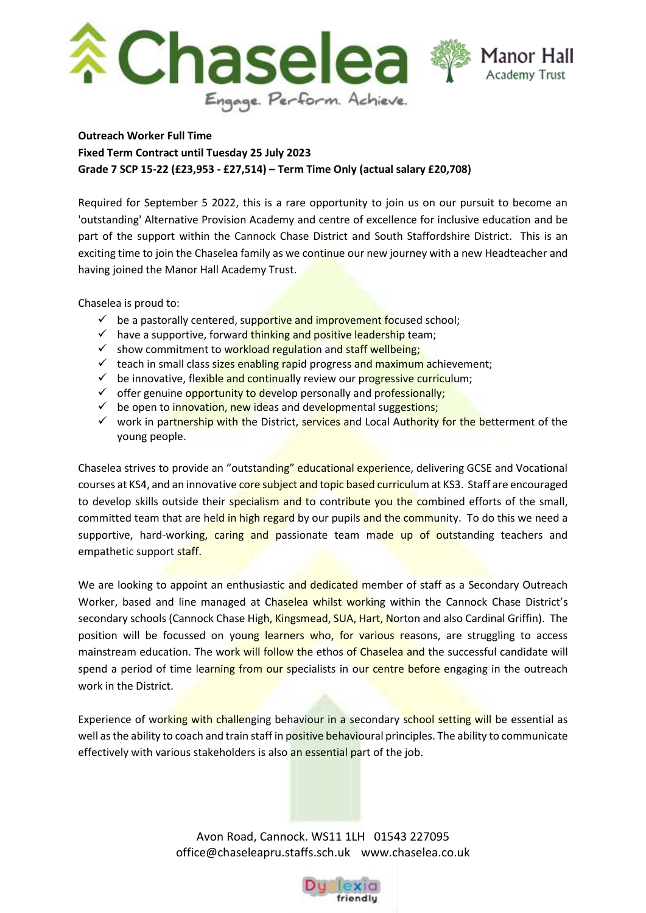**Outreach Worker Full Time**
**Fixed Term Contract until Tuesday 25 July 2023**
**Grade 7 SCP 15-22 (£23,953 - £27,514) – Term Time Only (actual salary £20,708)**

Required for September 5 2022, this is a rare opportunity to join us on our pursuit to become an 'outstanding' Alternative Provision Academy and centre of excellence for inclusive education and be part of the support within the Cannock Chase District and South Staffordshire District. This is an exciting time to join the Chaselea family as we continue our new journey with a new Headteacher and having joined the Manor Hall Academy Trust.

Chaselea is proud to:

- ✓ be a pastorally centered, supportive and improvement focused school;
- ✓ have a supportive, forward thinking and positive leadership team;
- ✓ show commitment to workload regulation and staff wellbeing;
- ✓ teach in small class sizes enabling rapid progress and maximum achievement;
- ✓ be innovative, flexible and continually review our progressive curriculum;
- ✓ offer genuine opportunity to develop personally and professionally;
- ✓ be open to innovation, new ideas and developmental suggestions;
- ✓ work in partnership with the District, services and Local Authority for the betterment of the young people.

Chaselea strives to provide an "outstanding" educational experience, delivering GCSE and Vocational courses at KS4, and an innovative core subject and topic based curriculum at KS3. Staff are encouraged to develop skills outside their specialism and to contribute you the combined efforts of the small, committed team that are held in high regard by our pupils and the community. To do this we need a supportive, hard-working, caring and passionate team made up of outstanding teachers and empathetic support staff.

We are looking to appoint an enthusiastic and dedicated member of staff as a Secondary Outreach Worker, based and line managed at Chaselea whilst working within the Cannock Chase District's secondary schools (Cannock Chase High, Kingsmead, SUA, Hart, Norton and also Cardinal Griffin). The position will be focussed on young learners who, for various reasons, are struggling to access mainstream education. The work will follow the ethos of Chaselea and the successful candidate will spend a period of time learning from our specialists in our centre before engaging in the outreach work in the District.

Experience of working with challenging behaviour in a secondary school setting will be essential as well as the ability to coach and train staff in positive behavioural principles. The ability to communicate effectively with various stakeholders is also an essential part of the job.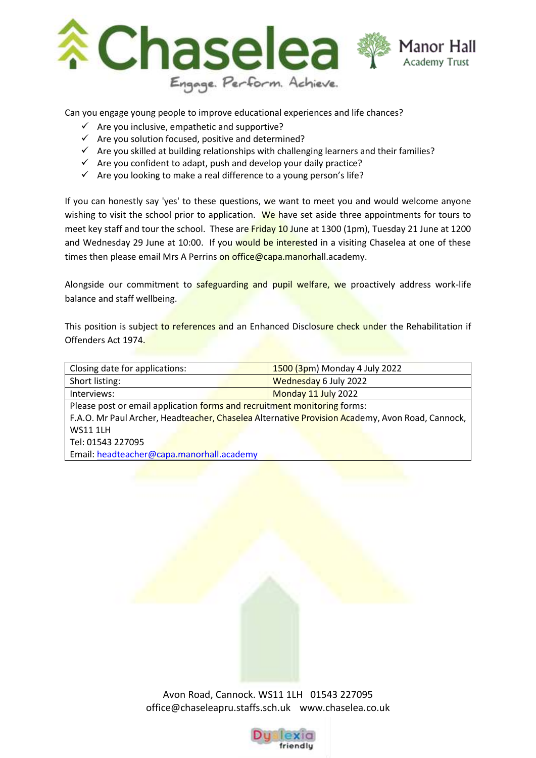Can you engage young people to improve educational experiences and life chances?

- ✓ Are you inclusive, empathetic and supportive?
- ✓ Are you solution focused, positive and determined?
- ✓ Are you skilled at building relationships with challenging learners and their families?
- ✓ Are you confident to adapt, push and develop your daily practice?
- ✓ Are you looking to make a real difference to a young person's life?

If you can honestly say 'yes' to these questions, we want to meet you and would welcome anyone wishing to visit the school prior to application. We have set aside three appointments for tours to meet key staff and tour the school. These are Friday 10 June at 1300 (1pm), Tuesday 21 June at 1200 and Wednesday 29 June at 10:00. If you would be interested in a visiting Chaselea at one of these times then please email Mrs A Perrins on office@capa.manorhall.academy.

Alongside our commitment to safeguarding and pupil welfare, we proactively address work-life balance and staff wellbeing.

This position is subject to references and an Enhanced Disclosure check under the Rehabilitation if Offenders Act 1974.

| | |
|---|---|
| Closing date for applications: | 1500 (3pm) Monday 4 July 2022 |
| Short listing: | Wednesday 6 July 2022 |
| Interviews: | Monday 11 July 2022 |

Please post or email application forms and recruitment monitoring forms:
F.A.O. Mr Paul Archer, Headteacher, Chaselea Alternative Provision Academy, Avon Road, Cannock, WS11 1LH
Tel: 01543 227095
Email: headteacher@capa.manorhall.academy

Avon Road, Cannock. WS11 1LH 01543 227095
office@chaseleapru.staffs.sch.uk www.chaselea.co.uk